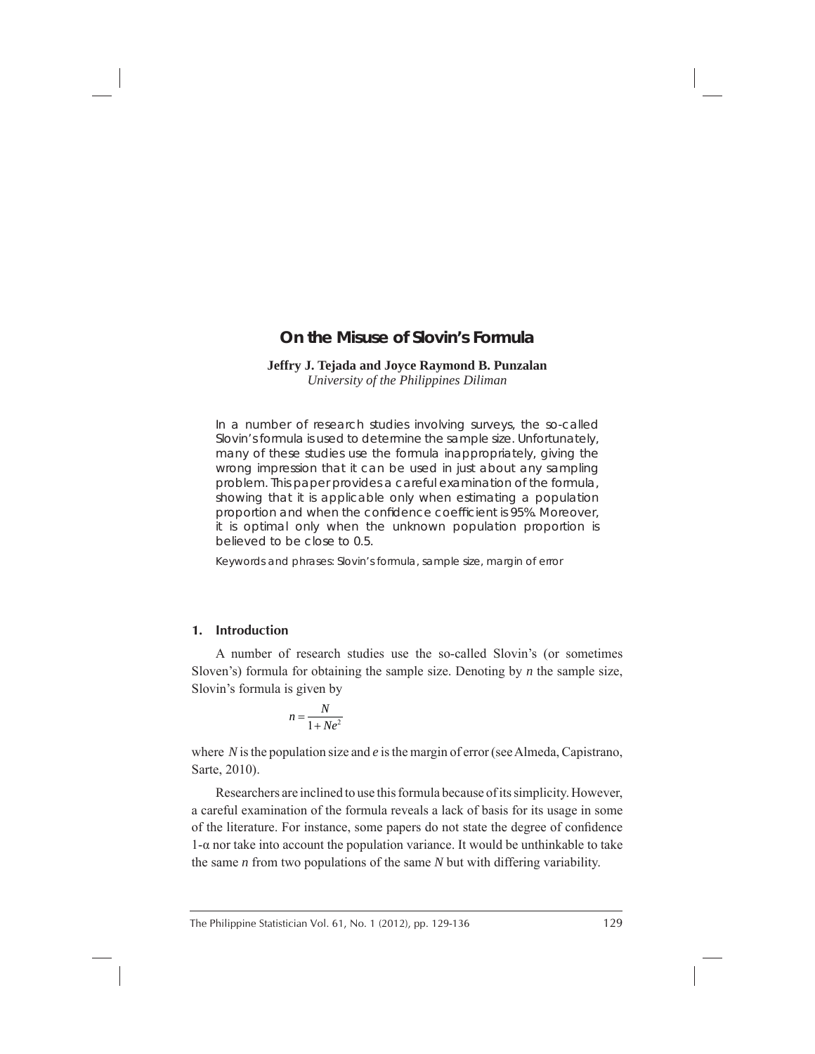# On the Misuse of Slovin's Formula

**Jeffry J. Tejada and Joyce Raymond B. Punzalan**
*University of the Philippines Diliman*

In a number of research studies involving surveys, the so-called Slovin's formula is used to determine the sample size. Unfortunately, many of these studies use the formula inappropriately, giving the wrong impression that it can be used in just about any sampling problem. This paper provides a careful examination of the formula, showing that it is applicable only when estimating a population proportion and when the confidence coefficient is 95%. Moreover, it is optimal only when the unknown population proportion is believed to be close to 0.5.

Keywords and phrases: Slovin's formula, sample size, margin of error

## 1. Introduction

A number of research studies use the so-called Slovin's (or sometimes Sloven's) formula for obtaining the sample size. Denoting by $n$ the sample size, Slovin's formula is given by

$$n = \frac{N}{1 + Ne^2}$$

where $N$ is the population size and $e$ is the margin of error (see Almeda, Capistrano, Sarte, 2010).

Researchers are inclined to use this formula because of its simplicity. However, a careful examination of the formula reveals a lack of basis for its usage in some of the literature. For instance, some papers do not state the degree of confidence $1\text{-}\alpha$ nor take into account the population variance. It would be unthinkable to take the same $n$ from two populations of the same $N$ but with differing variability.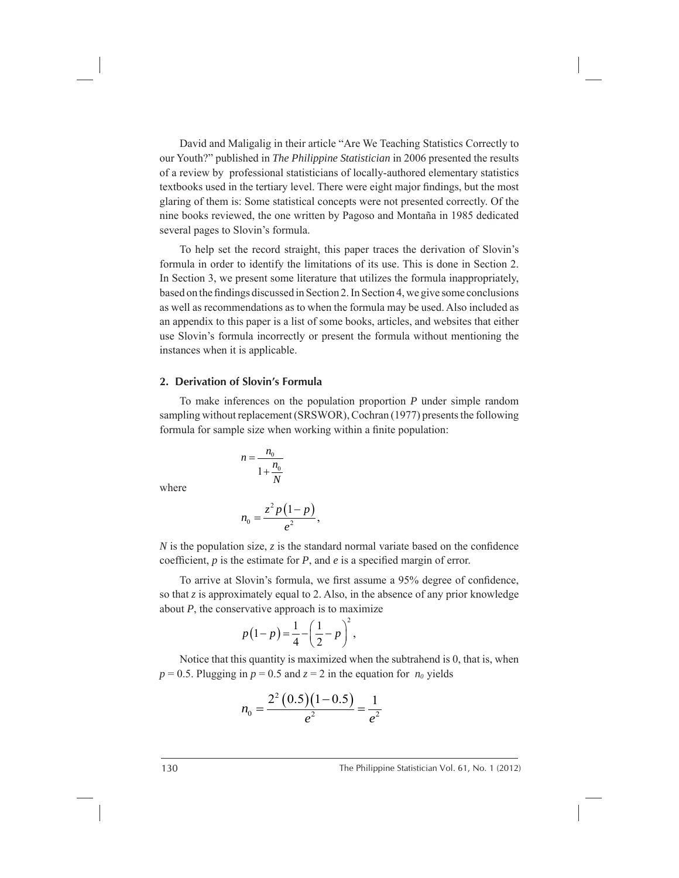David and Maligalig in their article "Are We Teaching Statistics Correctly to our Youth?" published in *The Philippine Statistician* in 2006 presented the results of a review by professional statisticians of locally-authored elementary statistics textbooks used in the tertiary level. There were eight major findings, but the most glaring of them is: Some statistical concepts were not presented correctly. Of the nine books reviewed, the one written by Pagoso and Montaña in 1985 dedicated several pages to Slovin's formula.

To help set the record straight, this paper traces the derivation of Slovin's formula in order to identify the limitations of its use. This is done in Section 2. In Section 3, we present some literature that utilizes the formula inappropriately, based on the findings discussed in Section 2. In Section 4, we give some conclusions as well as recommendations as to when the formula may be used. Also included as an appendix to this paper is a list of some books, articles, and websites that either use Slovin's formula incorrectly or present the formula without mentioning the instances when it is applicable.

## 2. Derivation of Slovin's Formula

To make inferences on the population proportion $P$ under simple random sampling without replacement (SRSWOR), Cochran (1977) presents the following formula for sample size when working within a finite population:

$$n = \frac{n_0}{1 + \frac{n_0}{N}}$$

where

$$n_0 = \frac{z^2 p(1-p)}{e^2},$$

$N$ is the population size, $z$ is the standard normal variate based on the confidence coefficient, $p$ is the estimate for $P$, and $e$ is a specified margin of error.

To arrive at Slovin's formula, we first assume a 95% degree of confidence, so that $z$ is approximately equal to 2. Also, in the absence of any prior knowledge about $P$, the conservative approach is to maximize

$$p(1-p) = \frac{1}{4} - \left(\frac{1}{2} - p\right)^2,$$

Notice that this quantity is maximized when the subtrahend is 0, that is, when $p = 0.5$. Plugging in $p = 0.5$ and $z = 2$ in the equation for $n_0$ yields

$$n_0 = \frac{2^2(0.5)(1-0.5)}{e^2} = \frac{1}{e^2}$$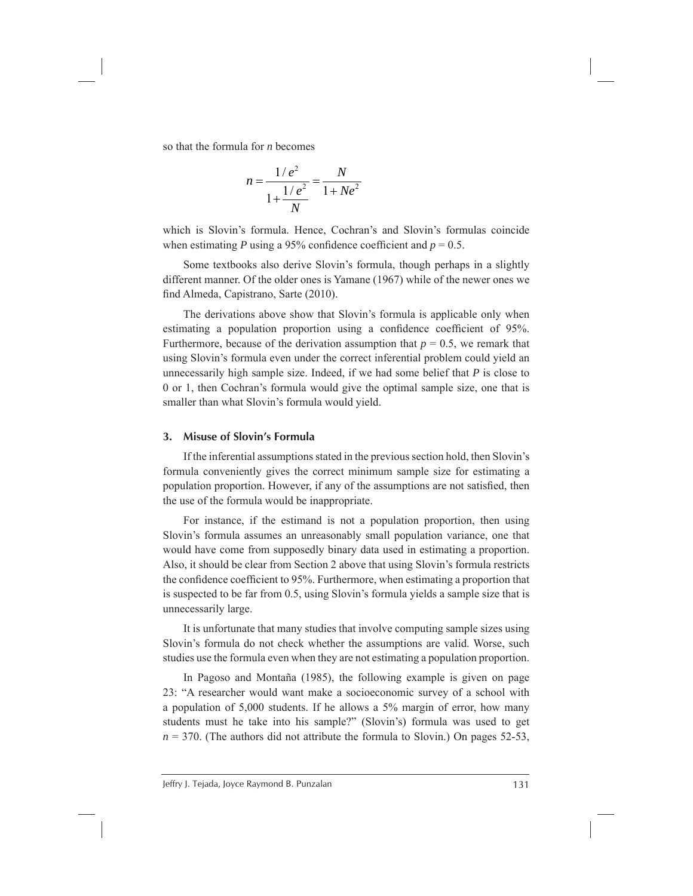so that the formula for $n$ becomes

$$n = \frac{1/e^2}{1 + \dfrac{1/e^2}{N}} = \frac{N}{1 + Ne^2}$$

which is Slovin's formula. Hence, Cochran's and Slovin's formulas coincide when estimating $P$ using a 95% confidence coefficient and $p = 0.5$.

Some textbooks also derive Slovin's formula, though perhaps in a slightly different manner. Of the older ones is Yamane (1967) while of the newer ones we find Almeda, Capistrano, Sarte (2010).

The derivations above show that Slovin's formula is applicable only when estimating a population proportion using a confidence coefficient of 95%. Furthermore, because of the derivation assumption that $p = 0.5$, we remark that using Slovin's formula even under the correct inferential problem could yield an unnecessarily high sample size. Indeed, if we had some belief that $P$ is close to 0 or 1, then Cochran's formula would give the optimal sample size, one that is smaller than what Slovin's formula would yield.

## 3. Misuse of Slovin's Formula

If the inferential assumptions stated in the previous section hold, then Slovin's formula conveniently gives the correct minimum sample size for estimating a population proportion. However, if any of the assumptions are not satisfied, then the use of the formula would be inappropriate.

For instance, if the estimand is not a population proportion, then using Slovin's formula assumes an unreasonably small population variance, one that would have come from supposedly binary data used in estimating a proportion. Also, it should be clear from Section 2 above that using Slovin's formula restricts the confidence coefficient to 95%. Furthermore, when estimating a proportion that is suspected to be far from 0.5, using Slovin's formula yields a sample size that is unnecessarily large.

It is unfortunate that many studies that involve computing sample sizes using Slovin's formula do not check whether the assumptions are valid. Worse, such studies use the formula even when they are not estimating a population proportion.

In Pagoso and Montaña (1985), the following example is given on page 23: "A researcher would want make a socioeconomic survey of a school with a population of 5,000 students. If he allows a 5% margin of error, how many students must he take into his sample?" (Slovin's) formula was used to get $n = 370$. (The authors did not attribute the formula to Slovin.) On pages 52-53,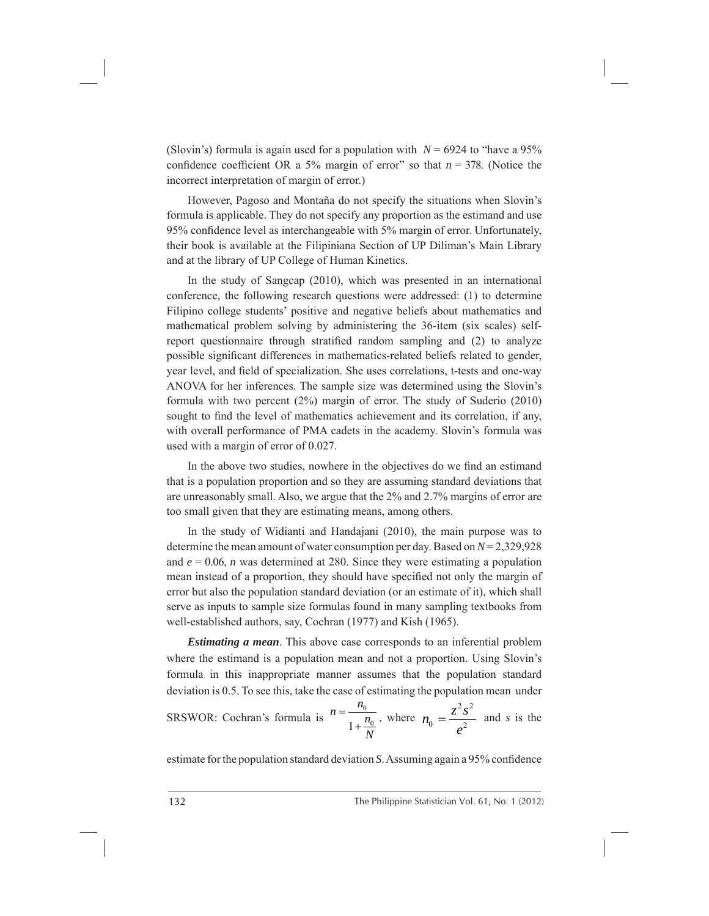(Slovin's) formula is again used for a population with $N = 6924$ to "have a 95% confidence coefficient OR a 5% margin of error" so that $n = 378$. (Notice the incorrect interpretation of margin of error.)

However, Pagoso and Montaña do not specify the situations when Slovin's formula is applicable. They do not specify any proportion as the estimand and use 95% confidence level as interchangeable with 5% margin of error. Unfortunately, their book is available at the Filipiniana Section of UP Diliman's Main Library and at the library of UP College of Human Kinetics.

In the study of Sangcap (2010), which was presented in an international conference, the following research questions were addressed: (1) to determine Filipino college students' positive and negative beliefs about mathematics and mathematical problem solving by administering the 36-item (six scales) self-report questionnaire through stratified random sampling and (2) to analyze possible significant differences in mathematics-related beliefs related to gender, year level, and field of specialization. She uses correlations, t-tests and one-way ANOVA for her inferences. The sample size was determined using the Slovin's formula with two percent (2%) margin of error. The study of Suderio (2010) sought to find the level of mathematics achievement and its correlation, if any, with overall performance of PMA cadets in the academy. Slovin's formula was used with a margin of error of 0.027.

In the above two studies, nowhere in the objectives do we find an estimand that is a population proportion and so they are assuming standard deviations that are unreasonably small. Also, we argue that the 2% and 2.7% margins of error are too small given that they are estimating means, among others.

In the study of Widianti and Handajani (2010), the main purpose was to determine the mean amount of water consumption per day. Based on $N = 2{,}329{,}928$ and $e = 0.06$, $n$ was determined at 280. Since they were estimating a population mean instead of a proportion, they should have specified not only the margin of error but also the population standard deviation (or an estimate of it), which shall serve as inputs to sample size formulas found in many sampling textbooks from well-established authors, say, Cochran (1977) and Kish (1965).

***Estimating a mean***. This above case corresponds to an inferential problem where the estimand is a population mean and not a proportion. Using Slovin's formula in this inappropriate manner assumes that the population standard deviation is 0.5. To see this, take the case of estimating the population mean under SRSWOR: Cochran's formula is $n = \dfrac{n_0}{1 + \dfrac{n_0}{N}}$, where $n_0 = \dfrac{z^2 s^2}{e^2}$ and $s$ is the estimate for the population standard deviation $S$. Assuming again a 95% confidence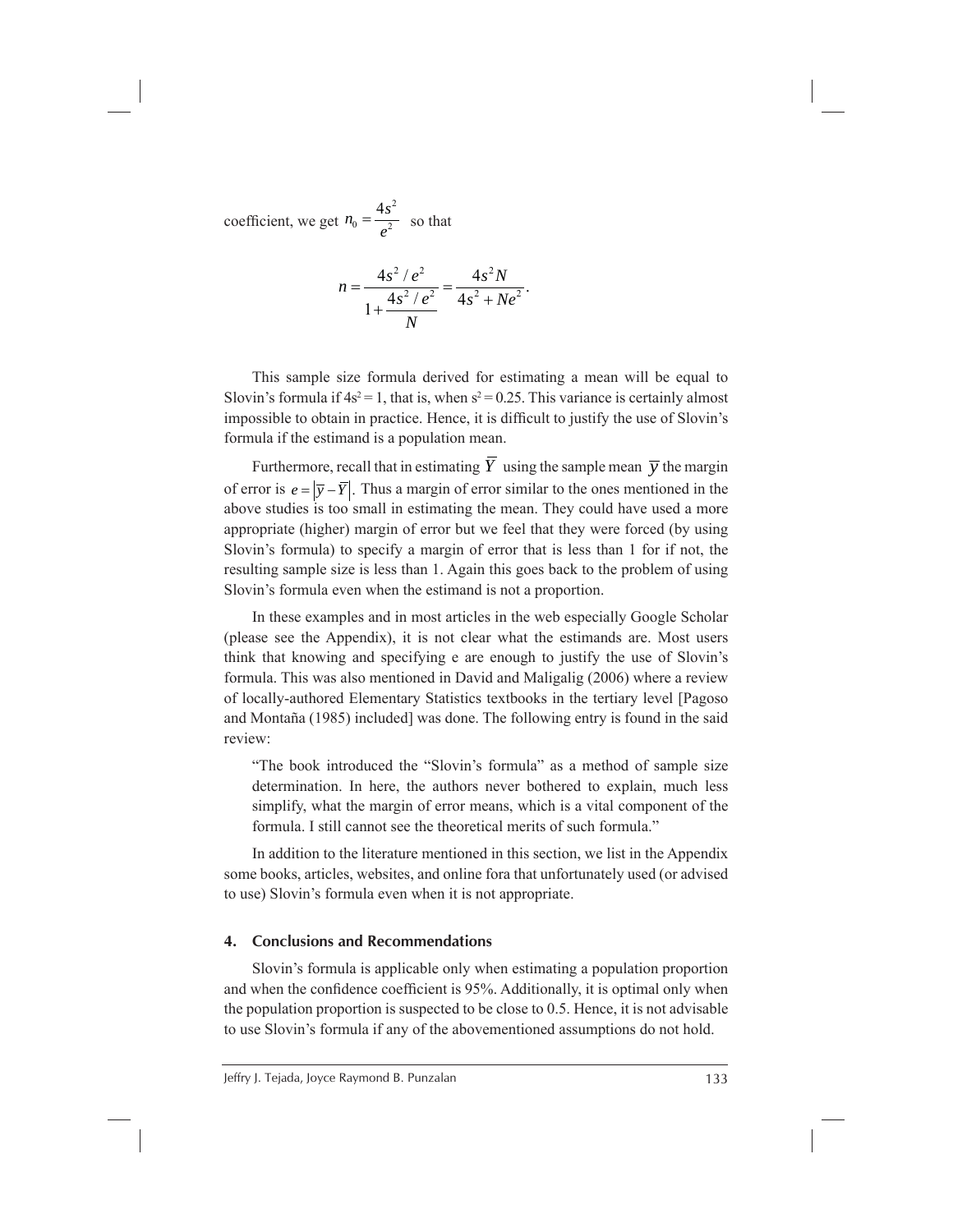coefficient, we get $n_0 = \frac{4s^2}{e^2}$ so that

$$n = \frac{4s^2 / e^2}{1 + \frac{4s^2 / e^2}{N}} = \frac{4s^2 N}{4s^2 + Ne^2}.$$

This sample size formula derived for estimating a mean will be equal to Slovin's formula if $4s^2 = 1$, that is, when $s^2 = 0.25$. This variance is certainly almost impossible to obtain in practice. Hence, it is difficult to justify the use of Slovin's formula if the estimand is a population mean.

Furthermore, recall that in estimating $\overline{Y}$ using the sample mean $\overline{y}$ the margin of error is $e = |\overline{y} - \overline{Y}|$. Thus a margin of error similar to the ones mentioned in the above studies is too small in estimating the mean. They could have used a more appropriate (higher) margin of error but we feel that they were forced (by using Slovin's formula) to specify a margin of error that is less than 1 for if not, the resulting sample size is less than 1. Again this goes back to the problem of using Slovin's formula even when the estimand is not a proportion.

In these examples and in most articles in the web especially Google Scholar (please see the Appendix), it is not clear what the estimands are. Most users think that knowing and specifying e are enough to justify the use of Slovin's formula. This was also mentioned in David and Maligalig (2006) where a review of locally-authored Elementary Statistics textbooks in the tertiary level [Pagoso and Montaña (1985) included] was done. The following entry is found in the said review:

> "The book introduced the "Slovin's formula" as a method of sample size determination. In here, the authors never bothered to explain, much less simplify, what the margin of error means, which is a vital component of the formula. I still cannot see the theoretical merits of such formula."

In addition to the literature mentioned in this section, we list in the Appendix some books, articles, websites, and online fora that unfortunately used (or advised to use) Slovin's formula even when it is not appropriate.

## 4. Conclusions and Recommendations

Slovin's formula is applicable only when estimating a population proportion and when the confidence coefficient is 95%. Additionally, it is optimal only when the population proportion is suspected to be close to 0.5. Hence, it is not advisable to use Slovin's formula if any of the abovementioned assumptions do not hold.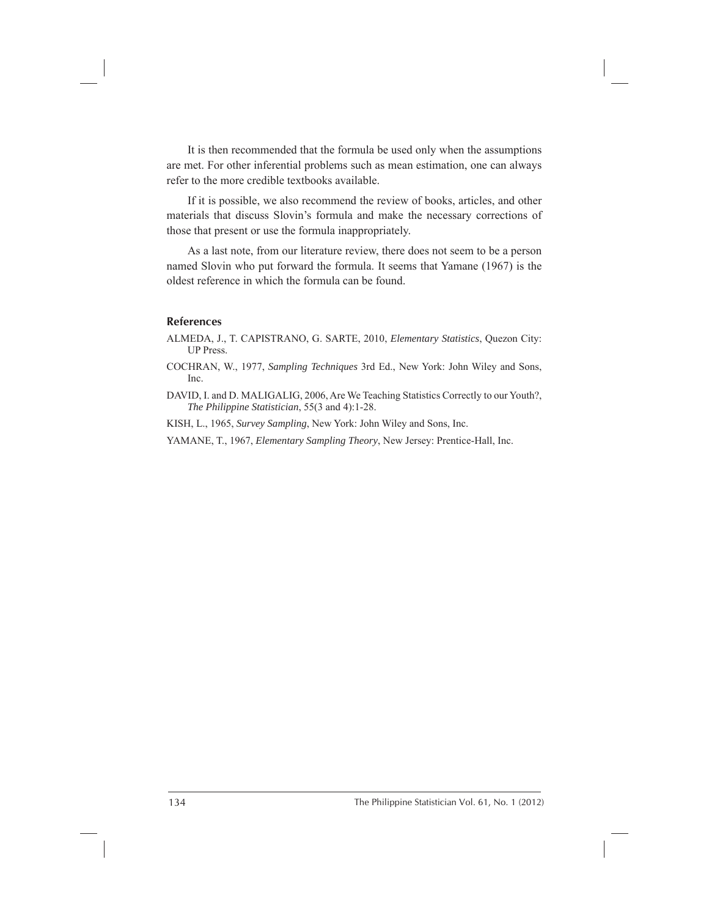It is then recommended that the formula be used only when the assumptions are met. For other inferential problems such as mean estimation, one can always refer to the more credible textbooks available.

If it is possible, we also recommend the review of books, articles, and other materials that discuss Slovin's formula and make the necessary corrections of those that present or use the formula inappropriately.

As a last note, from our literature review, there does not seem to be a person named Slovin who put forward the formula. It seems that Yamane (1967) is the oldest reference in which the formula can be found.

## References

ALMEDA, J., T. CAPISTRANO, G. SARTE, 2010, *Elementary Statistics*, Quezon City: UP Press.

COCHRAN, W., 1977, *Sampling Techniques* 3rd Ed., New York: John Wiley and Sons, Inc.

DAVID, I. and D. MALIGALIG, 2006, Are We Teaching Statistics Correctly to our Youth?, *The Philippine Statistician*, 55(3 and 4):1-28.

KISH, L., 1965, *Survey Sampling*, New York: John Wiley and Sons, Inc.

YAMANE, T., 1967, *Elementary Sampling Theory*, New Jersey: Prentice-Hall, Inc.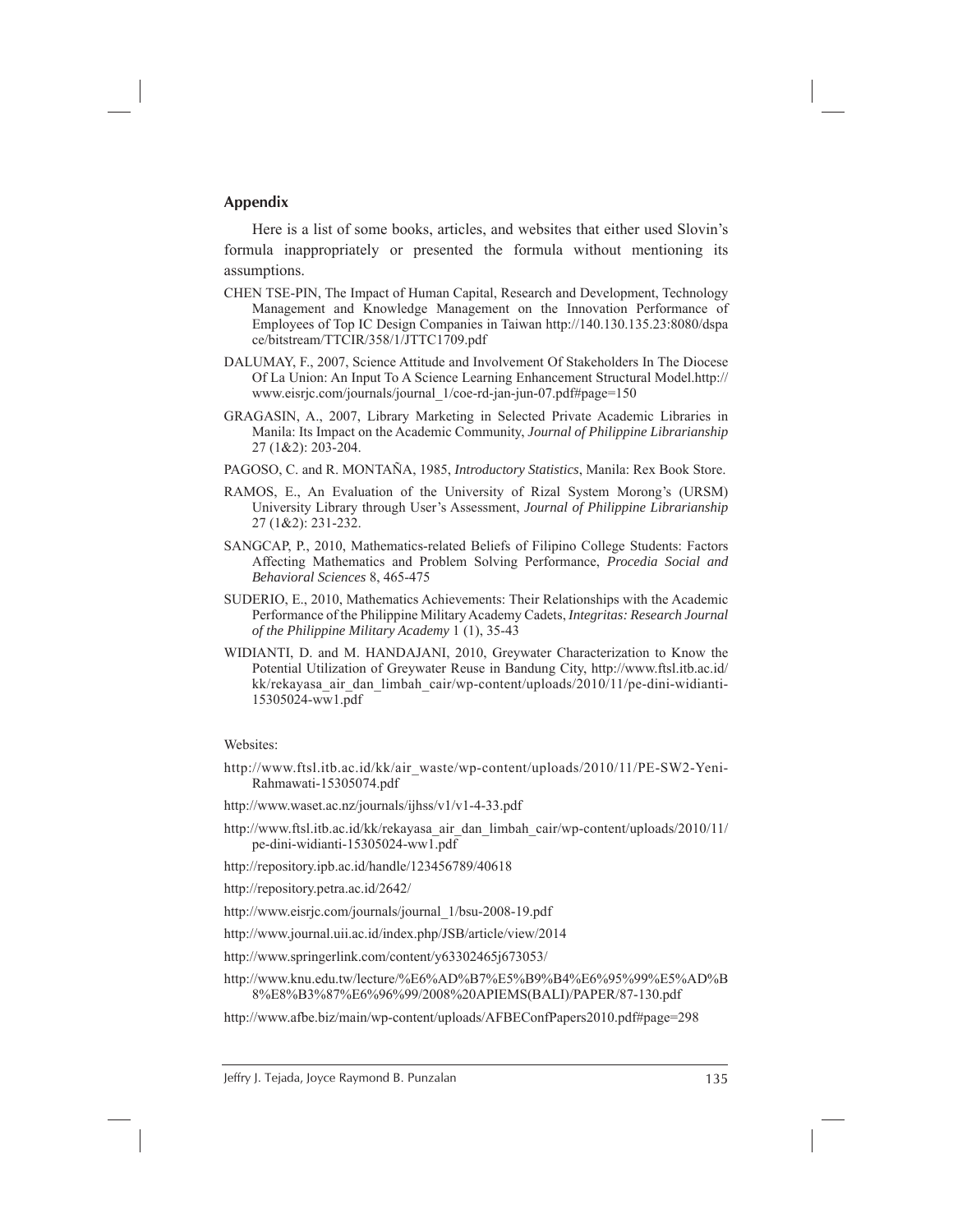## Appendix

Here is a list of some books, articles, and websites that either used Slovin's formula inappropriately or presented the formula without mentioning its assumptions.

CHEN TSE-PIN, The Impact of Human Capital, Research and Development, Technology Management and Knowledge Management on the Innovation Performance of Employees of Top IC Design Companies in Taiwan http://140.130.135.23:8080/dspace/bitstream/TTCIR/358/1/JTTC1709.pdf

DALUMAY, F., 2007, Science Attitude and Involvement Of Stakeholders In The Diocese Of La Union: An Input To A Science Learning Enhancement Structural Model.http://www.eisrjc.com/journals/journal_1/coe-rd-jan-jun-07.pdf#page=150

GRAGASIN, A., 2007, Library Marketing in Selected Private Academic Libraries in Manila: Its Impact on the Academic Community, *Journal of Philippine Librarianship* 27 (1&2): 203-204.

PAGOSO, C. and R. MONTAÑA, 1985, *Introductory Statistics*, Manila: Rex Book Store.

RAMOS, E., An Evaluation of the University of Rizal System Morong's (URSM) University Library through User's Assessment, *Journal of Philippine Librarianship* 27 (1&2): 231-232.

SANGCAP, P., 2010, Mathematics-related Beliefs of Filipino College Students: Factors Affecting Mathematics and Problem Solving Performance, *Procedia Social and Behavioral Sciences* 8, 465-475

SUDERIO, E., 2010, Mathematics Achievements: Their Relationships with the Academic Performance of the Philippine Military Academy Cadets, *Integritas: Research Journal of the Philippine Military Academy* 1 (1), 35-43

WIDIANTI, D. and M. HANDAJANI, 2010, Greywater Characterization to Know the Potential Utilization of Greywater Reuse in Bandung City, http://www.ftsl.itb.ac.id/kk/rekayasa_air_dan_limbah_cair/wp-content/uploads/2010/11/pe-dini-widianti-15305024-ww1.pdf

Websites:

http://www.ftsl.itb.ac.id/kk/air_waste/wp-content/uploads/2010/11/PE-SW2-Yeni-Rahmawati-15305074.pdf

http://www.waset.ac.nz/journals/ijhss/v1/v1-4-33.pdf

http://www.ftsl.itb.ac.id/kk/rekayasa_air_dan_limbah_cair/wp-content/uploads/2010/11/pe-dini-widianti-15305024-ww1.pdf

http://repository.ipb.ac.id/handle/123456789/40618

http://repository.petra.ac.id/2642/

http://www.eisrjc.com/journals/journal_1/bsu-2008-19.pdf

http://www.journal.uii.ac.id/index.php/JSB/article/view/2014

http://www.springerlink.com/content/y63302465j673053/

http://www.knu.edu.tw/lecture/%E6%AD%B7%E5%B9%B4%E6%95%99%E5%AD%B8%E8%B3%87%E6%96%99/2008%20APIEMS(BALI)/PAPER/87-130.pdf

http://www.afbe.biz/main/wp-content/uploads/AFBEConfPapers2010.pdf#page=298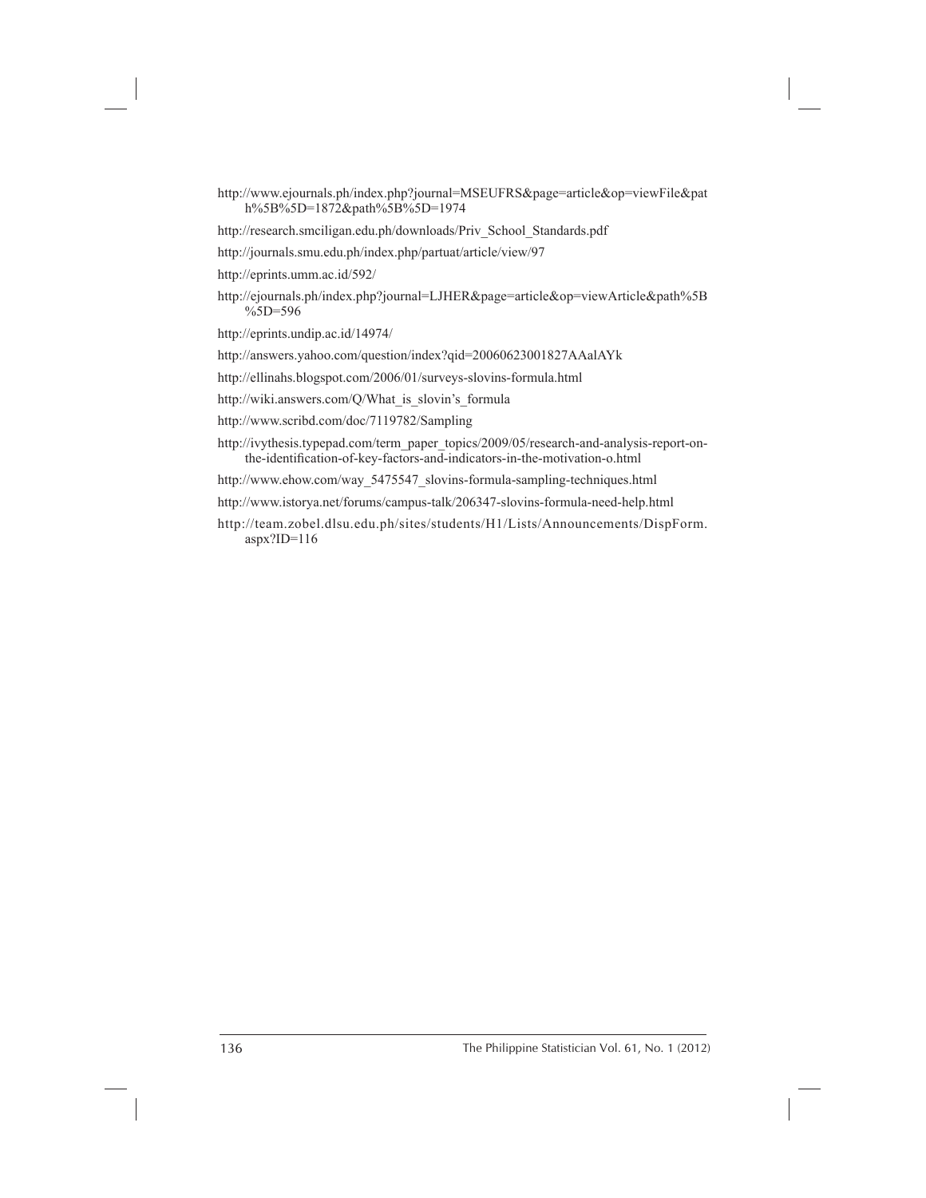http://www.ejournals.ph/index.php?journal=MSEUFRS&page=article&op=viewFile&path%5B%5D=1872&path%5B%5D=1974

http://research.smciligan.edu.ph/downloads/Priv_School_Standards.pdf

http://journals.smu.edu.ph/index.php/partuat/article/view/97

http://eprints.umm.ac.id/592/

http://ejournals.ph/index.php?journal=LJHER&page=article&op=viewArticle&path%5B%5D=596

http://eprints.undip.ac.id/14974/

http://answers.yahoo.com/question/index?qid=20060623001827AAalAYk

http://ellinahs.blogspot.com/2006/01/surveys-slovins-formula.html

http://wiki.answers.com/Q/What_is_slovin's_formula

http://www.scribd.com/doc/7119782/Sampling

http://ivythesis.typepad.com/term_paper_topics/2009/05/research-and-analysis-report-on-the-identification-of-key-factors-and-indicators-in-the-motivation-o.html

http://www.ehow.com/way_5475547_slovins-formula-sampling-techniques.html

http://www.istorya.net/forums/campus-talk/206347-slovins-formula-need-help.html

http://team.zobel.dlsu.edu.ph/sites/students/H1/Lists/Announcements/DispForm.aspx?ID=116